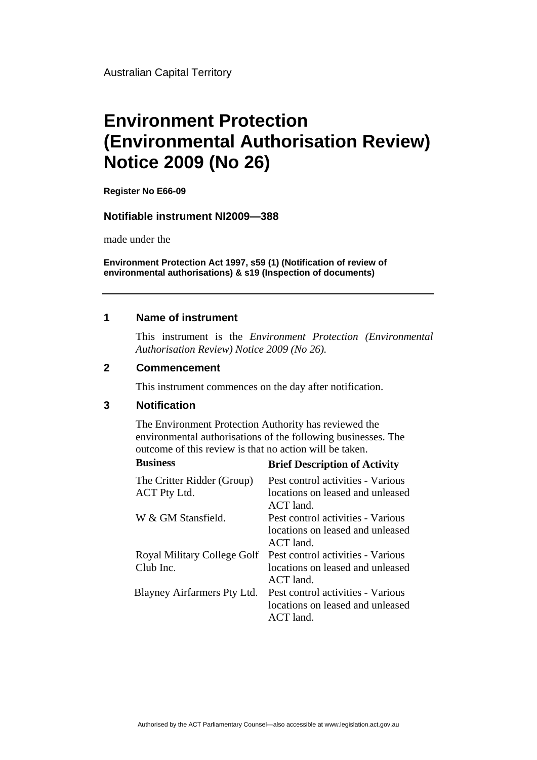Australian Capital Territory

# Environment Protection (Environmental Authorisation Review) Notice 2009 (No 26)

**Register No E66-09**

**Notifiable instrument NI2009—388**

made under the

**Environment Protection Act 1997, s59 (1) (Notification of review of environmental authorisations) & s19 (Inspection of documents)**

---

## 1 Name of instrument

This instrument is the *Environment Protection (Environmental Authorisation Review) Notice 2009 (No 26).*

## 2 Commencement

This instrument commences on the day after notification.

## 3 Notification

The Environment Protection Authority has reviewed the environmental authorisations of the following businesses. The outcome of this review is that no action will be taken.

| Business | Brief Description of Activity |
| --- | --- |
| The Critter Ridder (Group) ACT Pty Ltd. | Pest control activities - Various locations on leased and unleased ACT land. |
| W & GM Stansfield. | Pest control activities - Various locations on leased and unleased ACT land. |
| Royal Military College Golf Club Inc. | Pest control activities - Various locations on leased and unleased ACT land. |
| Blayney Airfarmers Pty Ltd. | Pest control activities - Various locations on leased and unleased ACT land. |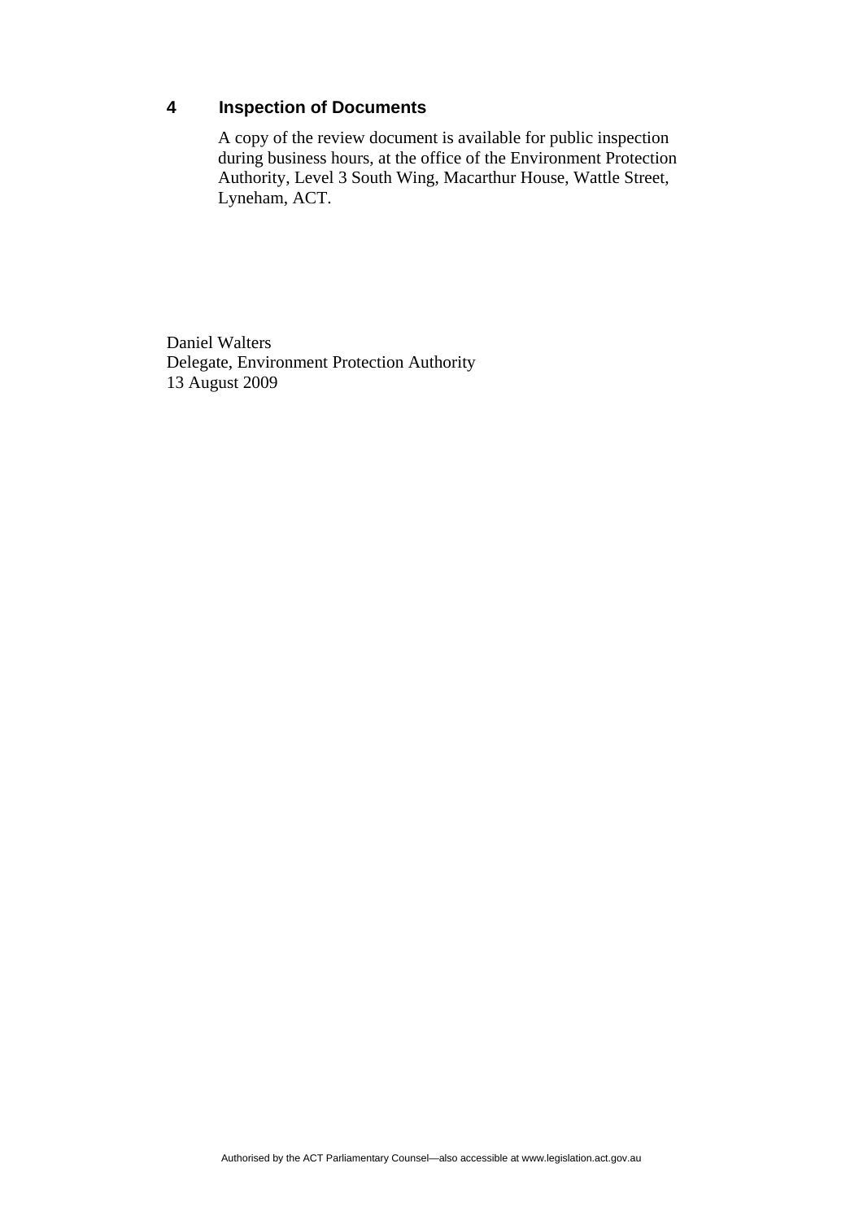## 4 Inspection of Documents

A copy of the review document is available for public inspection during business hours, at the office of the Environment Protection Authority, Level 3 South Wing, Macarthur House, Wattle Street, Lyneham, ACT.

Daniel Walters
Delegate, Environment Protection Authority
13 August 2009